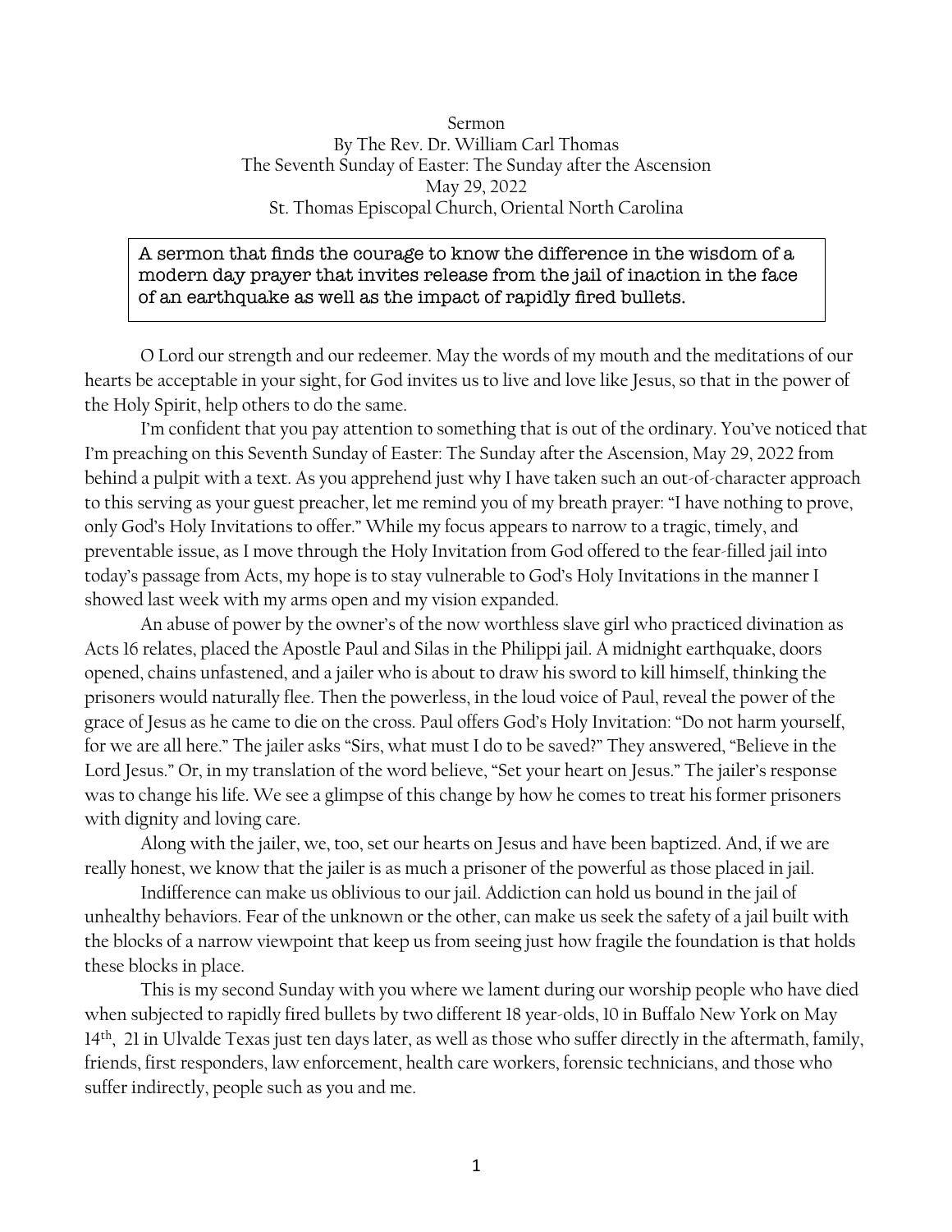Sermon
By The Rev. Dr. William Carl Thomas
The Seventh Sunday of Easter: The Sunday after the Ascension
May 29, 2022
St. Thomas Episcopal Church, Oriental North Carolina

> A sermon that finds the courage to know the difference in the wisdom of a modern day prayer that invites release from the jail of inaction in the face of an earthquake as well as the impact of rapidly fired bullets.

O Lord our strength and our redeemer. May the words of my mouth and the meditations of our hearts be acceptable in your sight, for God invites us to live and love like Jesus, so that in the power of the Holy Spirit, help others to do the same.

I'm confident that you pay attention to something that is out of the ordinary. You've noticed that I'm preaching on this Seventh Sunday of Easter: The Sunday after the Ascension, May 29, 2022 from behind a pulpit with a text. As you apprehend just why I have taken such an out-of-character approach to this serving as your guest preacher, let me remind you of my breath prayer: "I have nothing to prove, only God's Holy Invitations to offer." While my focus appears to narrow to a tragic, timely, and preventable issue, as I move through the Holy Invitation from God offered to the fear-filled jail into today's passage from Acts, my hope is to stay vulnerable to God's Holy Invitations in the manner I showed last week with my arms open and my vision expanded.

An abuse of power by the owner's of the now worthless slave girl who practiced divination as Acts 16 relates, placed the Apostle Paul and Silas in the Philippi jail. A midnight earthquake, doors opened, chains unfastened, and a jailer who is about to draw his sword to kill himself, thinking the prisoners would naturally flee. Then the powerless, in the loud voice of Paul, reveal the power of the grace of Jesus as he came to die on the cross. Paul offers God's Holy Invitation: "Do not harm yourself, for we are all here." The jailer asks "Sirs, what must I do to be saved?" They answered, "Believe in the Lord Jesus." Or, in my translation of the word believe, "Set your heart on Jesus." The jailer's response was to change his life. We see a glimpse of this change by how he comes to treat his former prisoners with dignity and loving care.

Along with the jailer, we, too, set our hearts on Jesus and have been baptized. And, if we are really honest, we know that the jailer is as much a prisoner of the powerful as those placed in jail.

Indifference can make us oblivious to our jail. Addiction can hold us bound in the jail of unhealthy behaviors. Fear of the unknown or the other, can make us seek the safety of a jail built with the blocks of a narrow viewpoint that keep us from seeing just how fragile the foundation is that holds these blocks in place.

This is my second Sunday with you where we lament during our worship people who have died when subjected to rapidly fired bullets by two different 18 year-olds, 10 in Buffalo New York on May 14th, 21 in Ulvalde Texas just ten days later, as well as those who suffer directly in the aftermath, family, friends, first responders, law enforcement, health care workers, forensic technicians, and those who suffer indirectly, people such as you and me.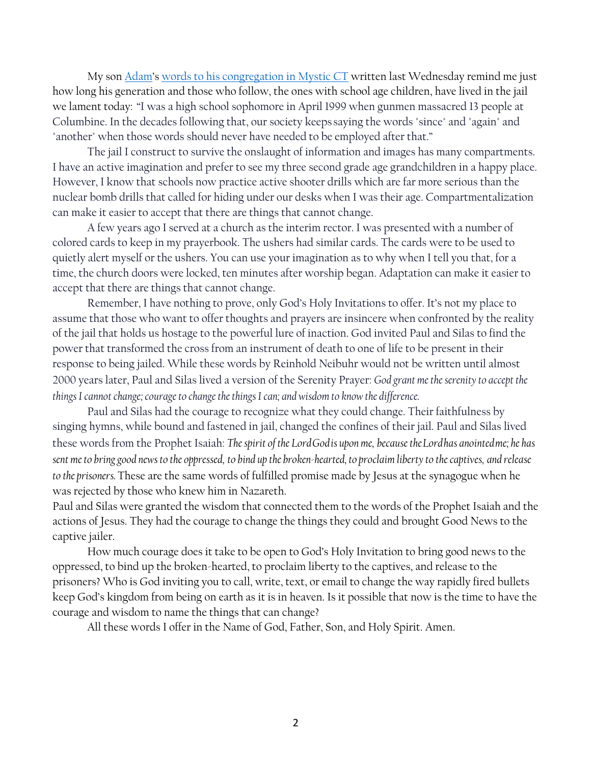My son [Adam](Adam)'s [words to his congregation in Mystic CT](words to his congregation in Mystic CT) written last Wednesday remind me just how long his generation and those who follow, the ones with school age children, have lived in the jail we lament today: "I was a high school sophomore in April 1999 when gunmen massacred 13 people at Columbine. In the decades following that, our society keeps saying the words "since" and "again" and "another" when those words should never have needed to be employed after that."

The jail I construct to survive the onslaught of information and images has many compartments. I have an active imagination and prefer to see my three second grade age grandchildren in a happy place. However, I know that schools now practice active shooter drills which are far more serious than the nuclear bomb drills that called for hiding under our desks when I was their age. Compartmentalization can make it easier to accept that there are things that cannot change.

A few years ago I served at a church as the interim rector. I was presented with a number of colored cards to keep in my prayerbook. The ushers had similar cards. The cards were to be used to quietly alert myself or the ushers. You can use your imagination as to why when I tell you that, for a time, the church doors were locked, ten minutes after worship began. Adaptation can make it easier to accept that there are things that cannot change.

Remember, I have nothing to prove, only God's Holy Invitations to offer. It's not my place to assume that those who want to offer thoughts and prayers are insincere when confronted by the reality of the jail that holds us hostage to the powerful lure of inaction. God invited Paul and Silas to find the power that transformed the cross from an instrument of death to one of life to be present in their response to being jailed. While these words by Reinhold Neibuhr would not be written until almost 2000 years later, Paul and Silas lived a version of the Serenity Prayer: *God grant me the serenity to accept the things I cannot change; courage to change the things I can; and wisdom to know the difference.*

Paul and Silas had the courage to recognize what they could change. Their faithfulness by singing hymns, while bound and fastened in jail, changed the confines of their jail. Paul and Silas lived these words from the Prophet Isaiah: *The spirit of the Lord God is upon me, because the Lord has anointed me; he has sent me to bring good news to the oppressed, to bind up the broken-hearted, to proclaim liberty to the captives, and release to the prisoners.* These are the same words of fulfilled promise made by Jesus at the synagogue when he was rejected by those who knew him in Nazareth.

Paul and Silas were granted the wisdom that connected them to the words of the Prophet Isaiah and the actions of Jesus. They had the courage to change the things they could and brought Good News to the captive jailer.

How much courage does it take to be open to God's Holy Invitation to bring good news to the oppressed, to bind up the broken-hearted, to proclaim liberty to the captives, and release to the prisoners? Who is God inviting you to call, write, text, or email to change the way rapidly fired bullets keep God's kingdom from being on earth as it is in heaven. Is it possible that now is the time to have the courage and wisdom to name the things that can change?

All these words I offer in the Name of God, Father, Son, and Holy Spirit. Amen.